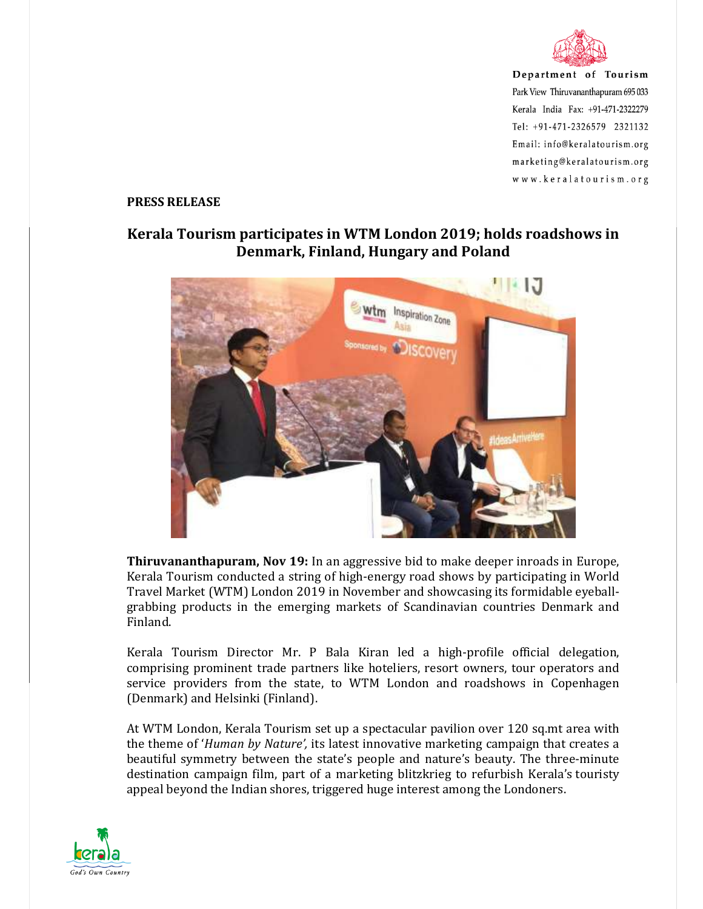Department of Tourism
Park View Thiruvananthapuram 695 033
Kerala India Fax: +91-471-2322279
Tel: +91-471-2326579 2321132
Email: info@keralatourism.org
marketing@keralatourism.org
www.keralatourism.org

**PRESS RELEASE**

## Kerala Tourism participates in WTM London 2019; holds roadshows in Denmark, Finland, Hungary and Poland

**Thiruvananthapuram, Nov 19:** In an aggressive bid to make deeper inroads in Europe, Kerala Tourism conducted a string of high-energy road shows by participating in World Travel Market (WTM) London 2019 in November and showcasing its formidable eyeball-grabbing products in the emerging markets of Scandinavian countries Denmark and Finland.

Kerala Tourism Director Mr. P Bala Kiran led a high-profile official delegation, comprising prominent trade partners like hoteliers, resort owners, tour operators and service providers from the state, to WTM London and roadshows in Copenhagen (Denmark) and Helsinki (Finland).

At WTM London, Kerala Tourism set up a spectacular pavilion over 120 sq.mt area with the theme of '*Human by Nature',* its latest innovative marketing campaign that creates a beautiful symmetry between the state's people and nature's beauty. The three-minute destination campaign film, part of a marketing blitzkrieg to refurbish Kerala's touristy appeal beyond the Indian shores, triggered huge interest among the Londoners.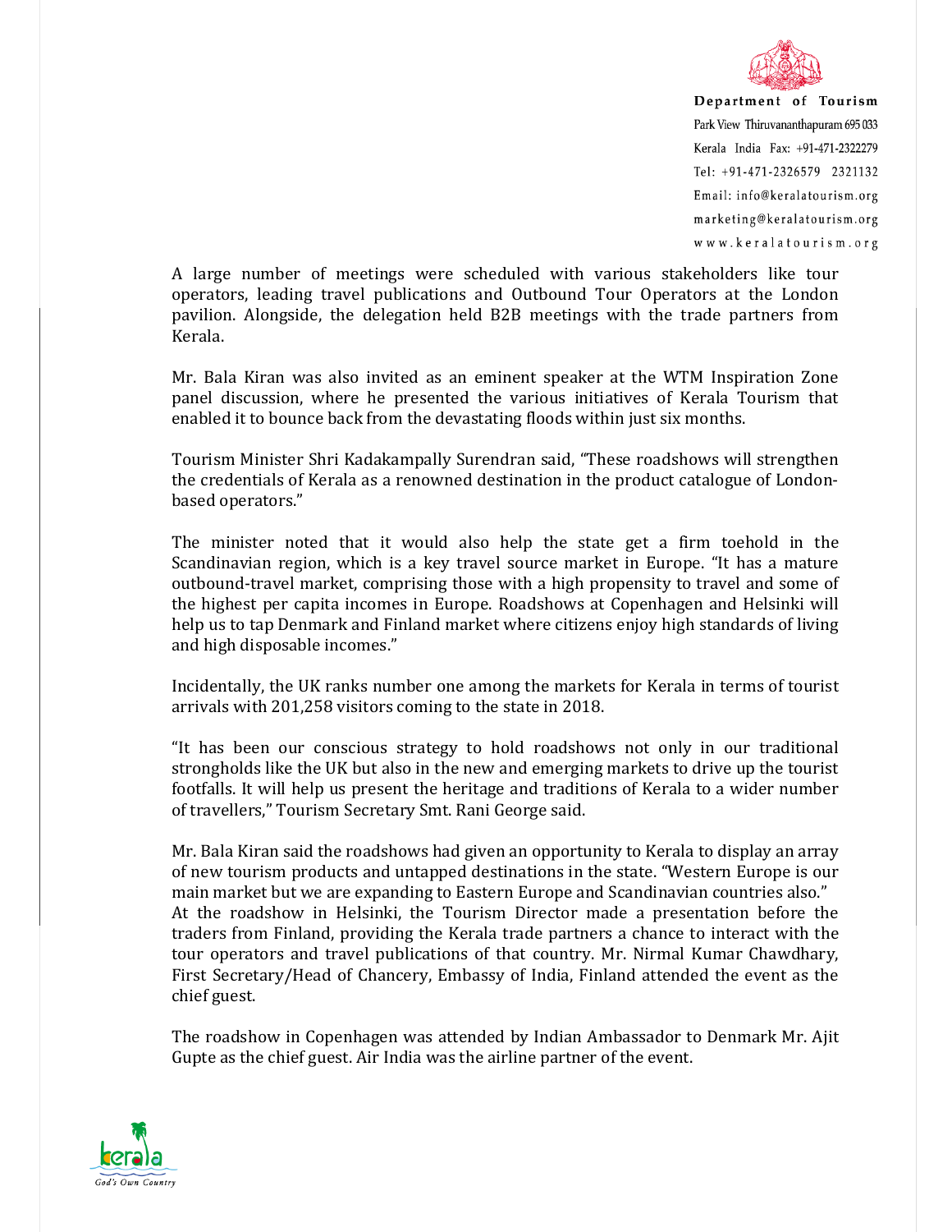Department of Tourism
Park View Thiruvananthapuram 695 033
Kerala India Fax: +91-471-2322279
Tel: +91-471-2326579 2321132
Email: info@keralatourism.org
marketing@keralatourism.org
www.keralatourism.org

A large number of meetings were scheduled with various stakeholders like tour operators, leading travel publications and Outbound Tour Operators at the London pavilion. Alongside, the delegation held B2B meetings with the trade partners from Kerala.

Mr. Bala Kiran was also invited as an eminent speaker at the WTM Inspiration Zone panel discussion, where he presented the various initiatives of Kerala Tourism that enabled it to bounce back from the devastating floods within just six months.

Tourism Minister Shri Kadakampally Surendran said, "These roadshows will strengthen the credentials of Kerala as a renowned destination in the product catalogue of London-based operators."

The minister noted that it would also help the state get a firm toehold in the Scandinavian region, which is a key travel source market in Europe. "It has a mature outbound-travel market, comprising those with a high propensity to travel and some of the highest per capita incomes in Europe. Roadshows at Copenhagen and Helsinki will help us to tap Denmark and Finland market where citizens enjoy high standards of living and high disposable incomes."

Incidentally, the UK ranks number one among the markets for Kerala in terms of tourist arrivals with 201,258 visitors coming to the state in 2018.

"It has been our conscious strategy to hold roadshows not only in our traditional strongholds like the UK but also in the new and emerging markets to drive up the tourist footfalls. It will help us present the heritage and traditions of Kerala to a wider number of travellers," Tourism Secretary Smt. Rani George said.

Mr. Bala Kiran said the roadshows had given an opportunity to Kerala to display an array of new tourism products and untapped destinations in the state. "Western Europe is our main market but we are expanding to Eastern Europe and Scandinavian countries also."
At the roadshow in Helsinki, the Tourism Director made a presentation before the traders from Finland, providing the Kerala trade partners a chance to interact with the tour operators and travel publications of that country. Mr. Nirmal Kumar Chawdhary, First Secretary/Head of Chancery, Embassy of India, Finland attended the event as the chief guest.

The roadshow in Copenhagen was attended by Indian Ambassador to Denmark Mr. Ajit Gupte as the chief guest. Air India was the airline partner of the event.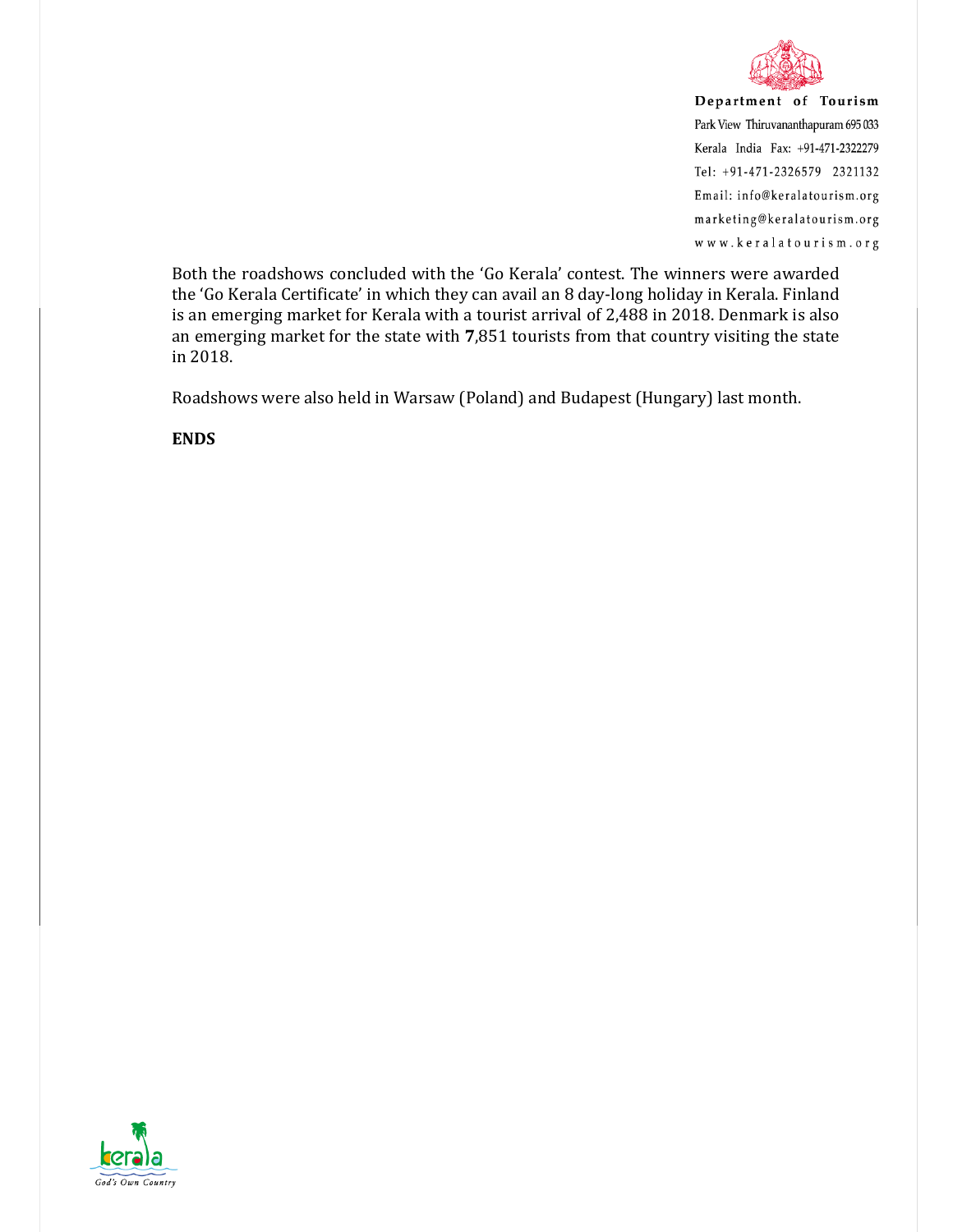Both the roadshows concluded with the 'Go Kerala' contest. The winners were awarded the 'Go Kerala Certificate' in which they can avail an 8 day-long holiday in Kerala. Finland is an emerging market for Kerala with a tourist arrival of 2,488 in 2018. Denmark is also an emerging market for the state with **7**,851 tourists from that country visiting the state in 2018.

Roadshows were also held in Warsaw (Poland) and Budapest (Hungary) last month.

**ENDS**